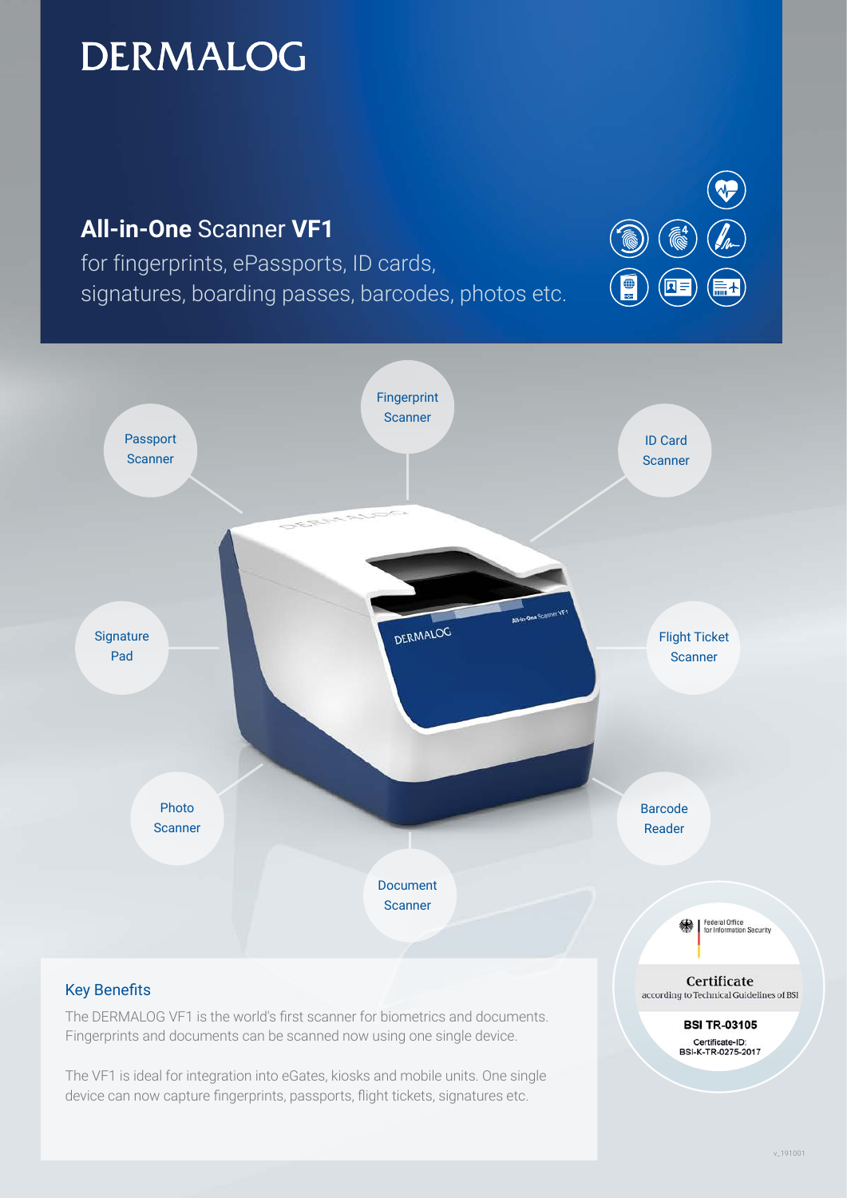# DERMALOG

## **All-in-One** Scanner **VF1**

for fingerprints, ePassports, ID cards, signatures, boarding passes, barcodes, photos etc.

- Fingerprint Scanner
- Passport Scanner
- ID Card Scanner
- Signature Pad
- Flight Ticket Scanner
- Photo Scanner
- Barcode Reader
- Document Scanner

### Key Benefits

The DERMALOG VF1 is the world's first scanner for biometrics and documents. Fingerprints and documents can be scanned now using one single device.

The VF1 is ideal for integration into eGates, kiosks and mobile units. One single device can now capture fingerprints, passports, flight tickets, signatures etc.

Federal Office for Information Security

**Certificate**
according to Technical Guidelines of BSI

**BSI TR-03105**
Certificate-ID:
BSI-K-TR-0275-2017

v_191001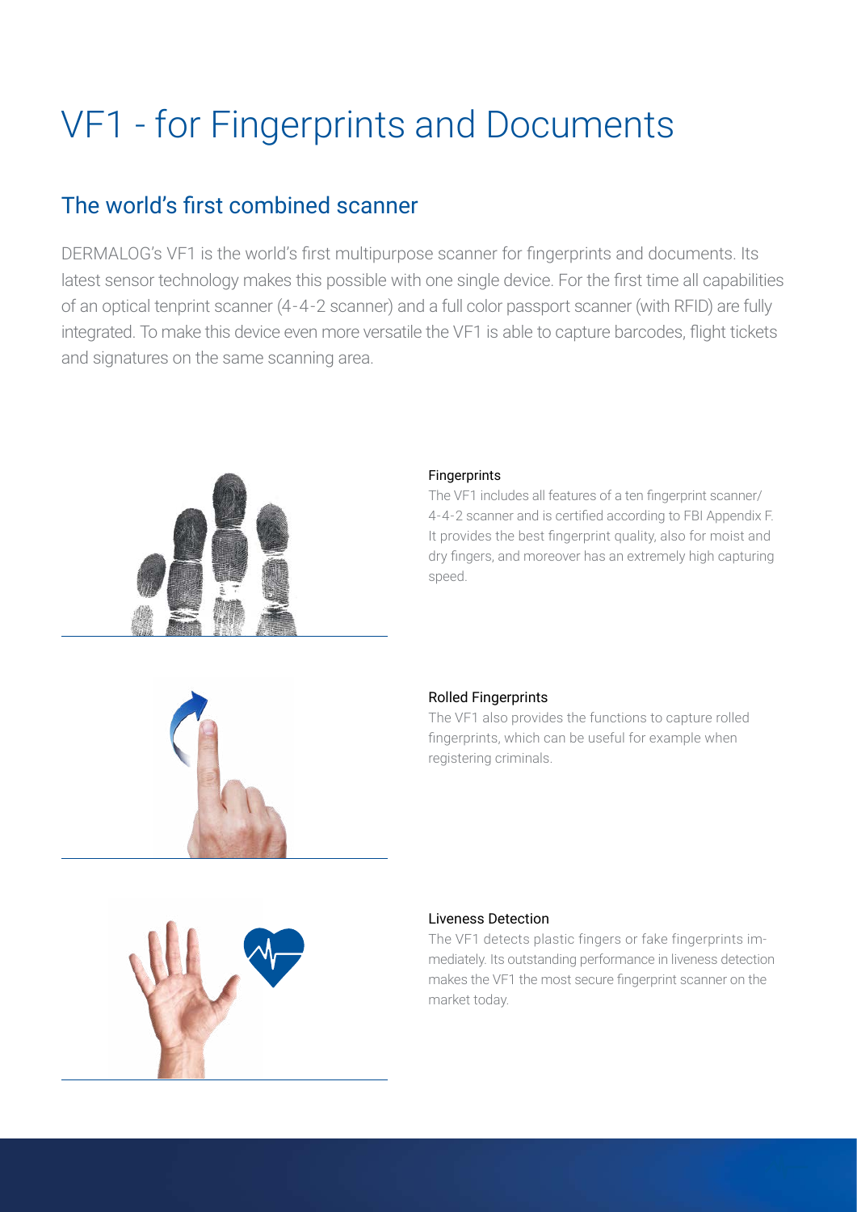# VF1 - for Fingerprints and Documents

## The world's first combined scanner

DERMALOG's VF1 is the world's first multipurpose scanner for fingerprints and documents. Its latest sensor technology makes this possible with one single device. For the first time all capabilities of an optical tenprint scanner (4-4-2 scanner) and a full color passport scanner (with RFID) are fully integrated. To make this device even more versatile the VF1 is able to capture barcodes, flight tickets and signatures on the same scanning area.

### Fingerprints

The VF1 includes all features of a ten fingerprint scanner/ 4-4-2 scanner and is certified according to FBI Appendix F. It provides the best fingerprint quality, also for moist and dry fingers, and moreover has an extremely high capturing speed.

### Rolled Fingerprints

The VF1 also provides the functions to capture rolled fingerprints, which can be useful for example when registering criminals.

### Liveness Detection

The VF1 detects plastic fingers or fake fingerprints immediately. Its outstanding performance in liveness detection makes the VF1 the most secure fingerprint scanner on the market today.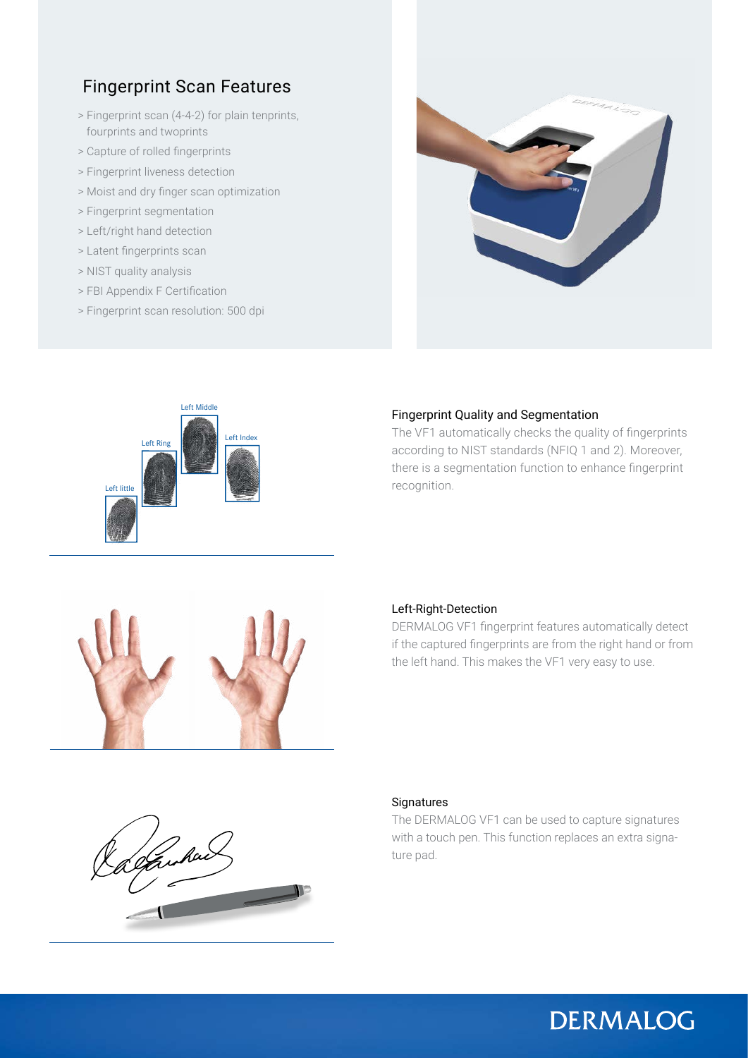## Fingerprint Scan Features

- > Fingerprint scan (4-4-2) for plain tenprints, fourprints and twoprints
- > Capture of rolled fingerprints
- > Fingerprint liveness detection
- > Moist and dry finger scan optimization
- > Fingerprint segmentation
- > Left/right hand detection
- > Latent fingerprints scan
- > NIST quality analysis
- > FBI Appendix F Certification
- > Fingerprint scan resolution: 500 dpi

### Fingerprint Quality and Segmentation

The VF1 automatically checks the quality of fingerprints according to NIST standards (NFIQ 1 and 2). Moreover, there is a segmentation function to enhance fingerprint recognition.

### Left-Right-Detection

DERMALOG VF1 fingerprint features automatically detect if the captured fingerprints are from the right hand or from the left hand. This makes the VF1 very easy to use.

### Signatures

The DERMALOG VF1 can be used to capture signatures with a touch pen. This function replaces an extra signature pad.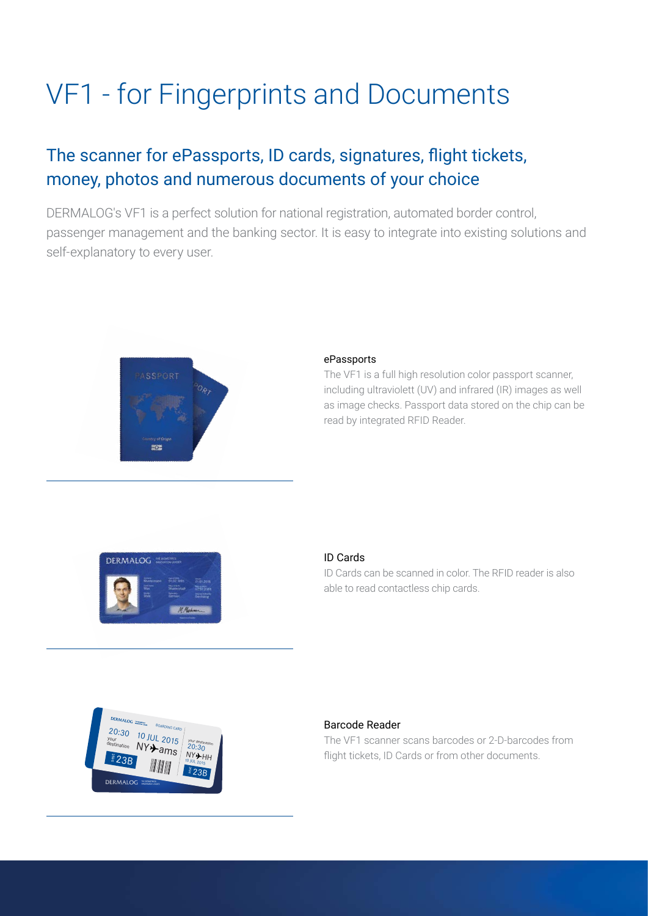# VF1 - for Fingerprints and Documents

## The scanner for ePassports, ID cards, signatures, flight tickets, money, photos and numerous documents of your choice

DERMALOG's VF1 is a perfect solution for national registration, automated border control, passenger management and the banking sector. It is easy to integrate into existing solutions and self-explanatory to every user.

### ePassports

The VF1 is a full high resolution color passport scanner, including ultraviolett (UV) and infrared (IR) images as well as image checks. Passport data stored on the chip can be read by integrated RFID Reader.

### ID Cards

ID Cards can be scanned in color. The RFID reader is also able to read contactless chip cards.

### Barcode Reader

The VF1 scanner scans barcodes or 2-D-barcodes from flight tickets, ID Cards or from other documents.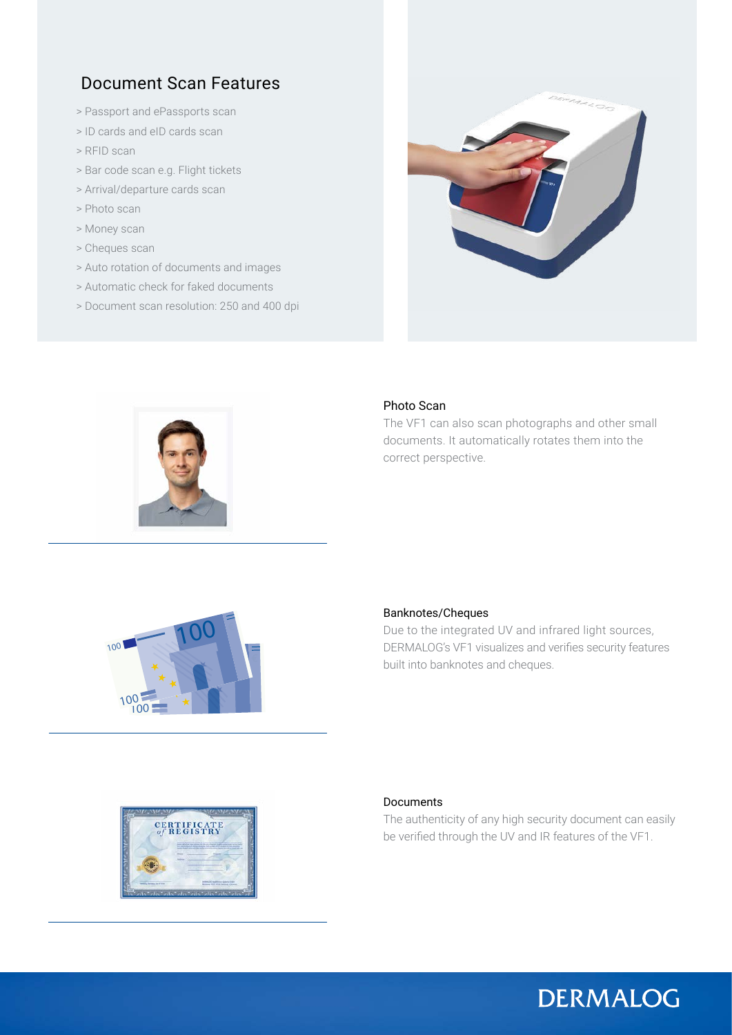## Document Scan Features

- > Passport and ePassports scan
- > ID cards and eID cards scan
- > RFID scan
- > Bar code scan e.g. Flight tickets
- > Arrival/departure cards scan
- > Photo scan
- > Money scan
- > Cheques scan
- > Auto rotation of documents and images
- > Automatic check for faked documents
- > Document scan resolution: 250 and 400 dpi

### Photo Scan

The VF1 can also scan photographs and other small documents. It automatically rotates them into the correct perspective.

### Banknotes/Cheques

Due to the integrated UV and infrared light sources, DERMALOG's VF1 visualizes and verifies security features built into banknotes and cheques.

### Documents

The authenticity of any high security document can easily be verified through the UV and IR features of the VF1.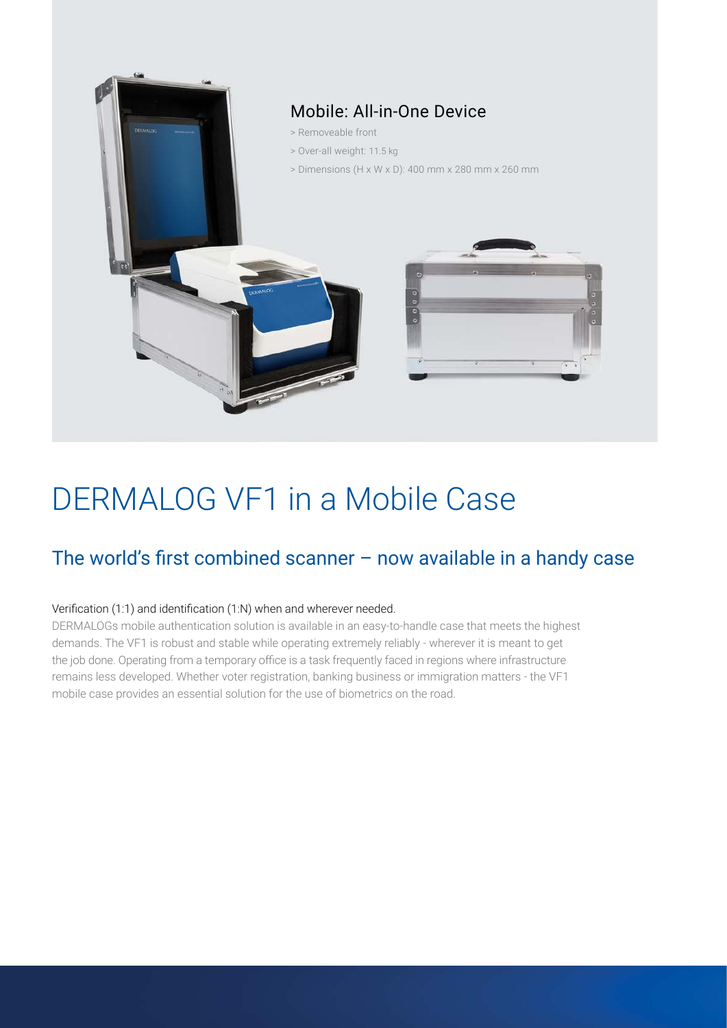## Mobile: All-in-One Device

> Removeable front
> Over-all weight: 11.5 kg
> Dimensions (H x W x D): 400 mm x 280 mm x 260 mm

# DERMALOG VF1 in a Mobile Case

## The world's first combined scanner – now available in a handy case

Verification (1:1) and identification (1:N) when and wherever needed.

DERMALOGs mobile authentication solution is available in an easy-to-handle case that meets the highest demands. The VF1 is robust and stable while operating extremely reliably - wherever it is meant to get the job done. Operating from a temporary office is a task frequently faced in regions where infrastructure remains less developed. Whether voter registration, banking business or immigration matters - the VF1 mobile case provides an essential solution for the use of biometrics on the road.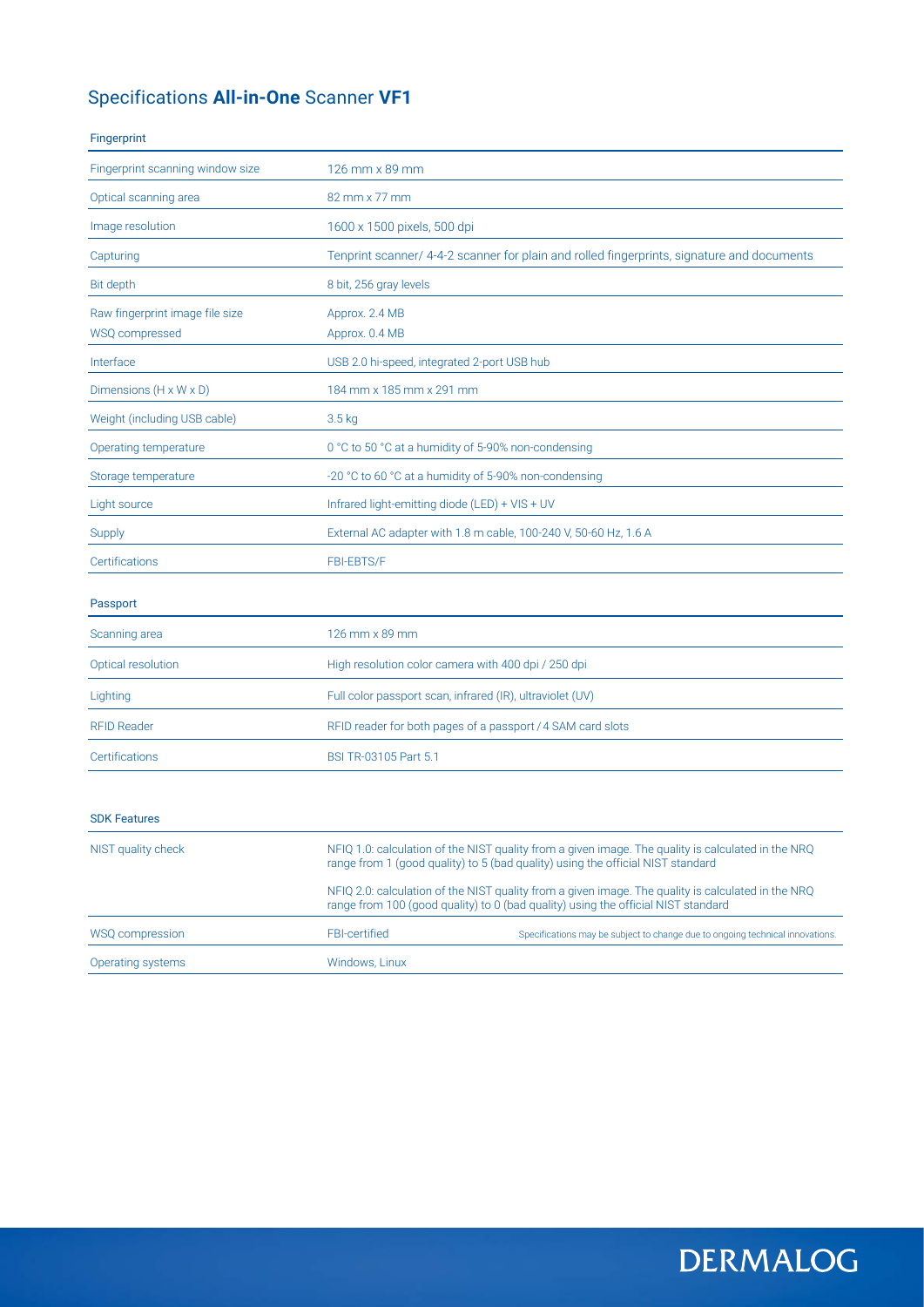# Specifications **All-in-One** Scanner **VF1**

## Fingerprint

| | |
|---|---|
| Fingerprint scanning window size | 126 mm x 89 mm |
| Optical scanning area | 82 mm x 77 mm |
| Image resolution | 1600 x 1500 pixels, 500 dpi |
| Capturing | Tenprint scanner/ 4-4-2 scanner for plain and rolled fingerprints, signature and documents |
| Bit depth | 8 bit, 256 gray levels |
| Raw fingerprint image file size<br>WSQ compressed | Approx. 2.4 MB<br>Approx. 0.4 MB |
| Interface | USB 2.0 hi-speed, integrated 2-port USB hub |
| Dimensions (H x W x D) | 184 mm x 185 mm x 291 mm |
| Weight (including USB cable) | 3.5 kg |
| Operating temperature | 0 °C to 50 °C at a humidity of 5-90% non-condensing |
| Storage temperature | -20 °C to 60 °C at a humidity of 5-90% non-condensing |
| Light source | Infrared light-emitting diode (LED) + VIS + UV |
| Supply | External AC adapter with 1.8 m cable, 100-240 V, 50-60 Hz, 1.6 A |
| Certifications | FBI-EBTS/F |

## Passport

| | |
|---|---|
| Scanning area | 126 mm x 89 mm |
| Optical resolution | High resolution color camera with 400 dpi / 250 dpi |
| Lighting | Full color passport scan, infrared (IR), ultraviolet (UV) |
| RFID Reader | RFID reader for both pages of a passport / 4 SAM card slots |
| Certifications | BSI TR-03105 Part 5.1 |

## SDK Features

| | |
|---|---|
| NIST quality check | NFIQ 1.0: calculation of the NIST quality from a given image. The quality is calculated in the NRQ range from 1 (good quality) to 5 (bad quality) using the official NIST standard<br>NFIQ 2.0: calculation of the NIST quality from a given image. The quality is calculated in the NRQ range from 100 (good quality) to 0 (bad quality) using the official NIST standard |
| WSQ compression | FBI-certified |
| Operating systems | Windows, Linux |

Specifications may be subject to change due to ongoing technical innovations.

DERMALOG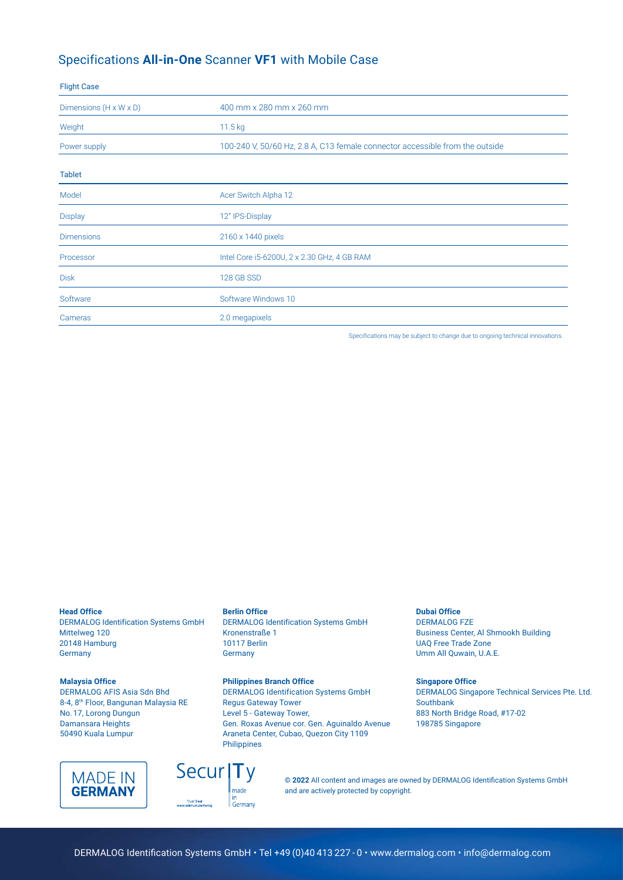## Specifications **All-in-One** Scanner **VF1** with Mobile Case

| Flight Case | |
|---|---|
| Dimensions (H x W x D) | 400 mm x 280 mm x 260 mm |
| Weight | 11.5 kg |
| Power supply | 100-240 V, 50/60 Hz, 2.8 A, C13 female connector accessible from the outside |

| Tablet | |
|---|---|
| Model | Acer Switch Alpha 12 |
| Display | 12" IPS-Display |
| Dimensions | 2160 x 1440 pixels |
| Processor | Intel Core i5-6200U, 2 x 2.30 GHz, 4 GB RAM |
| Disk | 128 GB SSD |
| Software | Software Windows 10 |
| Cameras | 2.0 megapixels |

Specifications may be subject to change due to ongoing technical innovations.

**Head Office**
DERMALOG Identification Systems GmbH
Mittelweg 120
20148 Hamburg
Germany

**Berlin Office**
DERMALOG Identification Systems GmbH
Kronenstraße 1
10117 Berlin
Germany

**Dubai Office**
DERMALOG FZE
Business Center, Al Shmookh Building
UAQ Free Trade Zone
Umm All Quwain, U.A.E.

**Malaysia Office**
DERMALOG AFIS Asia Sdn Bhd
8-4, 8th Floor, Bangunan Malaysia RE
No. 17, Lorong Dungun
Damansara Heights
50490 Kuala Lumpur

**Philippines Branch Office**
DERMALOG Identification Systems GmbH
Regus Gateway Tower
Level 5 - Gateway Tower,
Gen. Roxas Avenue cor. Gen. Aguinaldo Avenue
Araneta Center, Cubao, Quezon City 1109
Philippines

**Singapore Office**
DERMALOG Singapore Technical Services Pte. Ltd.
Southbank
883 North Bridge Road, #17-02
198785 Singapore

MADE IN **GERMANY**

SecurITy made in Germany

© **2022** All content and images are owned by DERMALOG Identification Systems GmbH and are actively protected by copyright.

DERMALOG Identification Systems GmbH • Tel +49 (0)40 413 227 - 0 • www.dermalog.com • info@dermalog.com